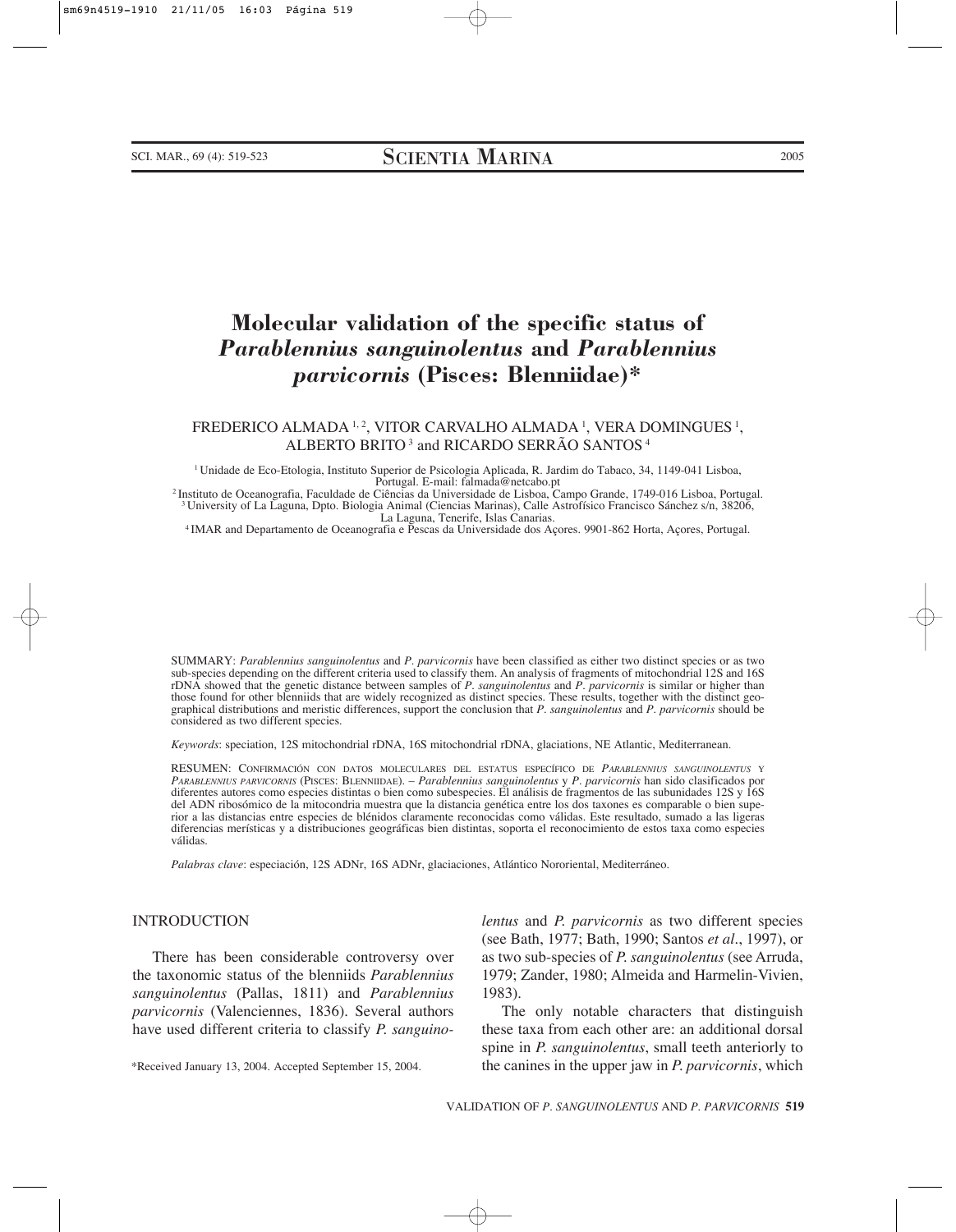# Molecular validation of the specific status of *Parablennius sanguinolentus* and *Parablennius parvicornis* (Pisces: Blenniidae)*

FREDERICO ALMADA [1, 2], VITOR CARVALHO ALMADA [1], VERA DOMINGUES [1], ALBERTO BRITO [3] and RICARDO SERRÃO SANTOS [4]

[1] Unidade de Eco-Etologia, Instituto Superior de Psicologia Aplicada, R. Jardim do Tabaco, 34, 1149-041 Lisboa, Portugal. E-mail: falmada@netcabo.pt
[2] Instituto de Oceanografia, Faculdade de Ciências da Universidade de Lisboa, Campo Grande, 1749-016 Lisboa, Portugal.
[3] University of La Laguna, Dpto. Biologia Animal (Ciencias Marinas), Calle Astrofísico Francisco Sánchez s/n, 38206, La Laguna, Tenerife, Islas Canarias.
[4] IMAR and Departamento de Oceanografia e Pescas da Universidade dos Açores. 9901-862 Horta, Açores, Portugal.

SUMMARY: *Parablennius sanguinolentus* and *P. parvicornis* have been classified as either two distinct species or as two sub-species depending on the different criteria used to classify them. An analysis of fragments of mitochondrial 12S and 16S rDNA showed that the genetic distance between samples of *P. sanguinolentus* and *P. parvicornis* is similar or higher than those found for other blenniids that are widely recognized as distinct species. These results, together with the distinct geographical distributions and meristic differences, support the conclusion that *P. sanguinolentus* and *P. parvicornis* should be considered as two different species.

*Keywords*: speciation, 12S mitochondrial rDNA, 16S mitochondrial rDNA, glaciations, NE Atlantic, Mediterranean.

RESUMEN: CONFIRMACIÓN CON DATOS MOLECULARES DEL ESTATUS ESPECÍFICO DE *PARABLENNIUS SANGUINOLENTUS* Y *PARABLENNIUS PARVICORNIS* (PISCES: BLENNIIDAE). – *Parablennius sanguinolentus* y *P. parvicornis* han sido clasificados por diferentes autores como especies distintas o bien como subespecies. El análisis de fragmentos de las subunidades 12S y 16S del ADN ribosómico de la mitocondria muestra que la distancia genética entre los dos taxones es comparable o bien superior a las distancias entre especies de blénidos claramente reconocidas como válidas. Este resultado, sumado a las ligeras diferencias merísticas y a distribuciones geográficas bien distintas, soporta el reconocimiento de estos taxa como especies válidas.

*Palabras clave*: especiación, 12S ADNr, 16S ADNr, glaciaciones, Atlántico Nororiental, Mediterráneo.

## INTRODUCTION

There has been considerable controversy over the taxonomic status of the blenniids *Parablennius sanguinolentus* (Pallas, 1811) and *Parablennius parvicornis* (Valenciennes, 1836). Several authors have used different criteria to classify *P. sanguinolentus* and *P. parvicornis* as two different species (see Bath, 1977; Bath, 1990; Santos *et al*., 1997), or as two sub-species of *P. sanguinolentus* (see Arruda, 1979; Zander, 1980; Almeida and Harmelin-Vivien, 1983).

The only notable characters that distinguish these taxa from each other are: an additional dorsal spine in *P. sanguinolentus*, small teeth anteriorly to the canines in the upper jaw in *P. parvicornis*, which

*Received January 13, 2004. Accepted September 15, 2004.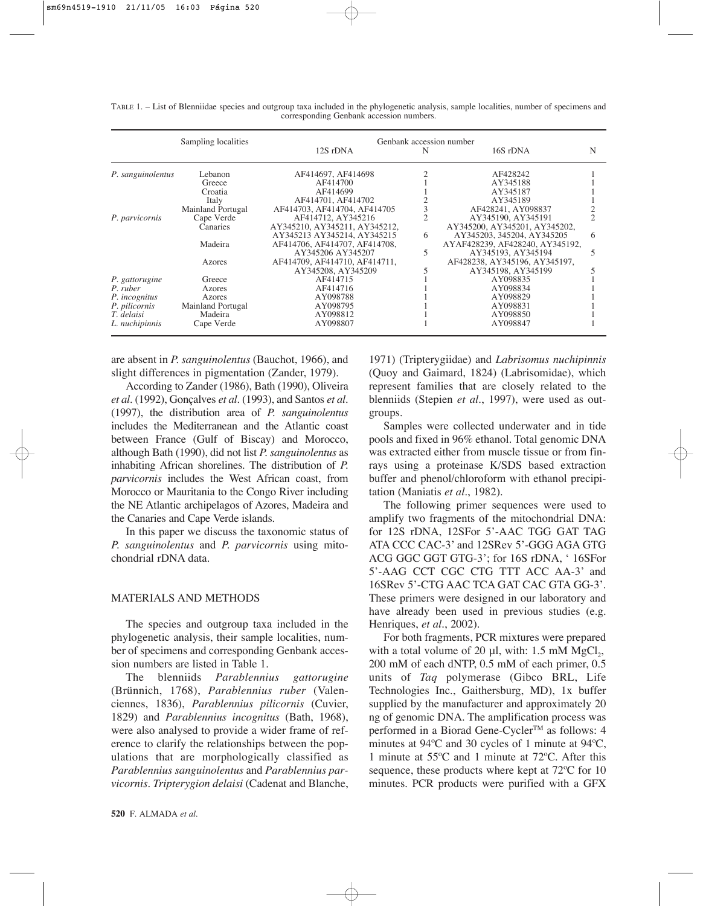TABLE 1. – List of Blenniidae species and outgroup taxa included in the phylogenetic analysis, sample localities, number of specimens and corresponding Genbank accession numbers.

| | Sampling localities | Genbank accession number 12S rDNA | N | 16S rDNA | N |
|---|---|---|---|---|---|
| *P. sanguinolentus* | Lebanon | AF414697, AF414698 | 2 | AF428242 | 1 |
| | Greece | AF414700 | 1 | AY345188 | 1 |
| | Croatia | AF414699 | 1 | AY345187 | 1 |
| | Italy | AF414701, AF414702 | 2 | AY345189 | 1 |
| | Mainland Portugal | AF414703, AF414704, AF414705 | 3 | AF428241, AY098837 | 2 |
| *P. parvicornis* | Cape Verde | AF414712, AY345216 | 2 | AY345190, AY345191 | 2 |
| | Canaries | AY345210, AY345211, AY345212, AY345213 AY345214, AY345215 | 6 | AY345200, AY345201, AY345202, AY345203, 345204, AY345205 | 6 |
| | Madeira | AF414706, AF414707, AF414708, AY345206 AY345207 | 5 | AYAF428239, AF428240, AY345192, AY345193, AY345194 | 5 |
| | Azores | AF414709, AF414710, AF414711, AY345208, AY345209 | 5 | AF428238, AY345196, AY345197, AY345198, AY345199 | 5 |
| *P. gattorugine* | Greece | AF414715 | 1 | AY098835 | 1 |
| *P. ruber* | Azores | AF414716 | 1 | AY098834 | 1 |
| *P. incognitus* | Azores | AY098788 | 1 | AY098829 | 1 |
| *P. pilicornis* | Mainland Portugal | AY098795 | 1 | AY098831 | 1 |
| *T. delaisi* | Madeira | AY098812 | 1 | AY098850 | 1 |
| *L. nuchipinnis* | Cape Verde | AY098807 | 1 | AY098847 | 1 |

are absent in *P. sanguinolentus* (Bauchot, 1966), and slight differences in pigmentation (Zander, 1979).

According to Zander (1986), Bath (1990), Oliveira *et al.* (1992), Gonçalves *et al.* (1993), and Santos *et al.* (1997), the distribution area of *P. sanguinolentus* includes the Mediterranean and the Atlantic coast between France (Gulf of Biscay) and Morocco, although Bath (1990), did not list *P. sanguinolentus* as inhabiting African shorelines. The distribution of *P. parvicornis* includes the West African coast, from Morocco or Mauritania to the Congo River including the NE Atlantic archipelagos of Azores, Madeira and the Canaries and Cape Verde islands.

In this paper we discuss the taxonomic status of *P. sanguinolentus* and *P. parvicornis* using mitochondrial rDNA data.

## MATERIALS AND METHODS

The species and outgroup taxa included in the phylogenetic analysis, their sample localities, number of specimens and corresponding Genbank accession numbers are listed in Table 1.

The blenniids *Parablennius gattorugine* (Brünnich, 1768), *Parablennius ruber* (Valenciennes, 1836), *Parablennius pilicornis* (Cuvier, 1829) and *Parablennius incognitus* (Bath, 1968), were also analysed to provide a wider frame of reference to clarify the relationships between the populations that are morphologically classified as *Parablennius sanguinolentus* and *Parablennius parvicornis*. *Tripterygion delaisi* (Cadenat and Blanche, 1971) (Tripterygiidae) and *Labrisomus nuchipinnis* (Quoy and Gaimard, 1824) (Labrisomidae), which represent families that are closely related to the blenniids (Stepien *et al*., 1997), were used as outgroups.

Samples were collected underwater and in tide pools and fixed in 96% ethanol. Total genomic DNA was extracted either from muscle tissue or from finrays using a proteinase K/SDS based extraction buffer and phenol/chloroform with ethanol precipitation (Maniatis *et al*., 1982).

The following primer sequences were used to amplify two fragments of the mitochondrial DNA: for 12S rDNA, 12SFor 5'-AAC TGG GAT TAG ATA CCC CAC-3' and 12SRev 5'-GGG AGA GTG ACG GGC GGT GTG-3'; for 16S rDNA, ' 16SFor 5'-AAG CCT CGC CTG TTT ACC AA-3' and 16SRev 5'-CTG AAC TCA GAT CAC GTA GG-3'. These primers were designed in our laboratory and have already been used in previous studies (e.g. Henriques, *et al*., 2002).

For both fragments, PCR mixtures were prepared with a total volume of 20 µl, with: 1.5 mM $MgCl_2$, 200 mM of each dNTP, 0.5 mM of each primer, 0.5 units of *Taq* polymerase (Gibco BRL, Life Technologies Inc., Gaithersburg, MD), 1x buffer supplied by the manufacturer and approximately 20 ng of genomic DNA. The amplification process was performed in a Biorad Gene-Cycler™ as follows: 4 minutes at 94ºC and 30 cycles of 1 minute at 94ºC, 1 minute at 55ºC and 1 minute at 72ºC. After this sequence, these products where kept at 72ºC for 10 minutes. PCR products were purified with a GFX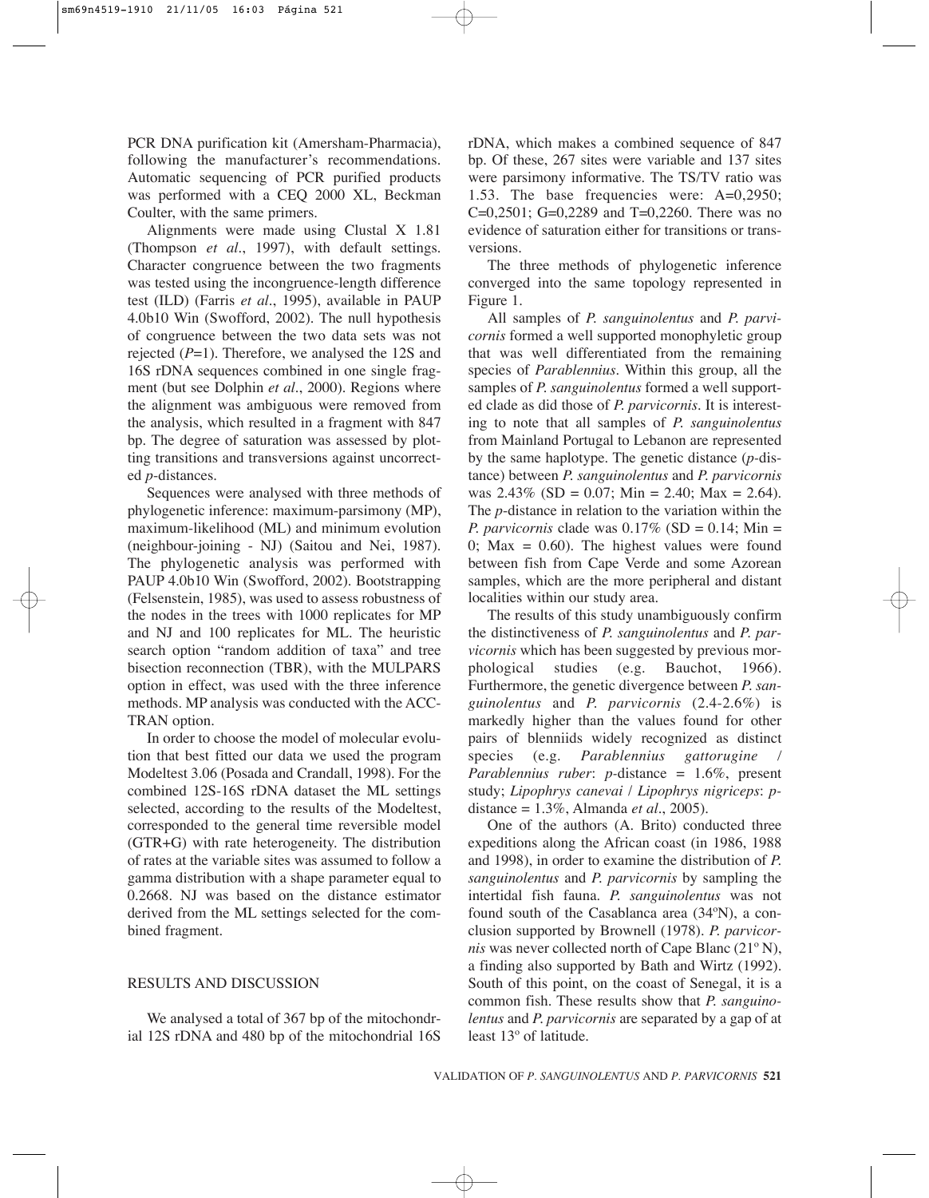PCR DNA purification kit (Amersham-Pharmacia), following the manufacturer's recommendations. Automatic sequencing of PCR purified products was performed with a CEQ 2000 XL, Beckman Coulter, with the same primers.

Alignments were made using Clustal X 1.81 (Thompson *et al*., 1997), with default settings. Character congruence between the two fragments was tested using the incongruence-length difference test (ILD) (Farris *et al*., 1995), available in PAUP 4.0b10 Win (Swofford, 2002). The null hypothesis of congruence between the two data sets was not rejected ($P$=1). Therefore, we analysed the 12S and 16S rDNA sequences combined in one single fragment (but see Dolphin *et al*., 2000). Regions where the alignment was ambiguous were removed from the analysis, which resulted in a fragment with 847 bp. The degree of saturation was assessed by plotting transitions and transversions against uncorrected *p*-distances.

Sequences were analysed with three methods of phylogenetic inference: maximum-parsimony (MP), maximum-likelihood (ML) and minimum evolution (neighbour-joining - NJ) (Saitou and Nei, 1987). The phylogenetic analysis was performed with PAUP 4.0b10 Win (Swofford, 2002). Bootstrapping (Felsenstein, 1985), was used to assess robustness of the nodes in the trees with 1000 replicates for MP and NJ and 100 replicates for ML. The heuristic search option "random addition of taxa" and tree bisection reconnection (TBR), with the MULPARS option in effect, was used with the three inference methods. MP analysis was conducted with the ACCTRAN option.

In order to choose the model of molecular evolution that best fitted our data we used the program Modeltest 3.06 (Posada and Crandall, 1998). For the combined 12S-16S rDNA dataset the ML settings selected, according to the results of the Modeltest, corresponded to the general time reversible model (GTR+G) with rate heterogeneity. The distribution of rates at the variable sites was assumed to follow a gamma distribution with a shape parameter equal to 0.2668. NJ was based on the distance estimator derived from the ML settings selected for the combined fragment.

## RESULTS AND DISCUSSION

We analysed a total of 367 bp of the mitochondrial 12S rDNA and 480 bp of the mitochondrial 16S rDNA, which makes a combined sequence of 847 bp. Of these, 267 sites were variable and 137 sites were parsimony informative. The TS/TV ratio was 1.53. The base frequencies were: A=0,2950; C=0,2501; G=0,2289 and T=0,2260. There was no evidence of saturation either for transitions or transversions.

The three methods of phylogenetic inference converged into the same topology represented in Figure 1.

All samples of *P. sanguinolentus* and *P. parvicornis* formed a well supported monophyletic group that was well differentiated from the remaining species of *Parablennius*. Within this group, all the samples of *P. sanguinolentus* formed a well supported clade as did those of *P. parvicornis*. It is interesting to note that all samples of *P. sanguinolentus* from Mainland Portugal to Lebanon are represented by the same haplotype. The genetic distance (*p*-distance) between *P. sanguinolentus* and *P. parvicornis* was 2.43% (SD = 0.07; Min = 2.40; Max = 2.64). The *p*-distance in relation to the variation within the *P. parvicornis* clade was 0.17% (SD = 0.14; Min = 0; Max = 0.60). The highest values were found between fish from Cape Verde and some Azorean samples, which are the more peripheral and distant localities within our study area.

The results of this study unambiguously confirm the distinctiveness of *P. sanguinolentus* and *P. parvicornis* which has been suggested by previous morphological studies (e.g. Bauchot, 1966). Furthermore, the genetic divergence between *P. sanguinolentus* and *P. parvicornis* (2.4-2.6%) is markedly higher than the values found for other pairs of blenniids widely recognized as distinct species (e.g. *Parablennius gattorugine* / *Parablennius ruber*: *p*-distance = 1.6%, present study; *Lipophrys canevai* / *Lipophrys nigriceps*: *p*-distance = 1.3%, Almanda *et al*., 2005).

One of the authors (A. Brito) conducted three expeditions along the African coast (in 1986, 1988 and 1998), in order to examine the distribution of *P. sanguinolentus* and *P. parvicornis* by sampling the intertidal fish fauna. *P. sanguinolentus* was not found south of the Casablanca area (34ºN), a conclusion supported by Brownell (1978). *P. parvicornis* was never collected north of Cape Blanc (21º N), a finding also supported by Bath and Wirtz (1992). South of this point, on the coast of Senegal, it is a common fish. These results show that *P. sanguinolentus* and *P. parvicornis* are separated by a gap of at least 13º of latitude.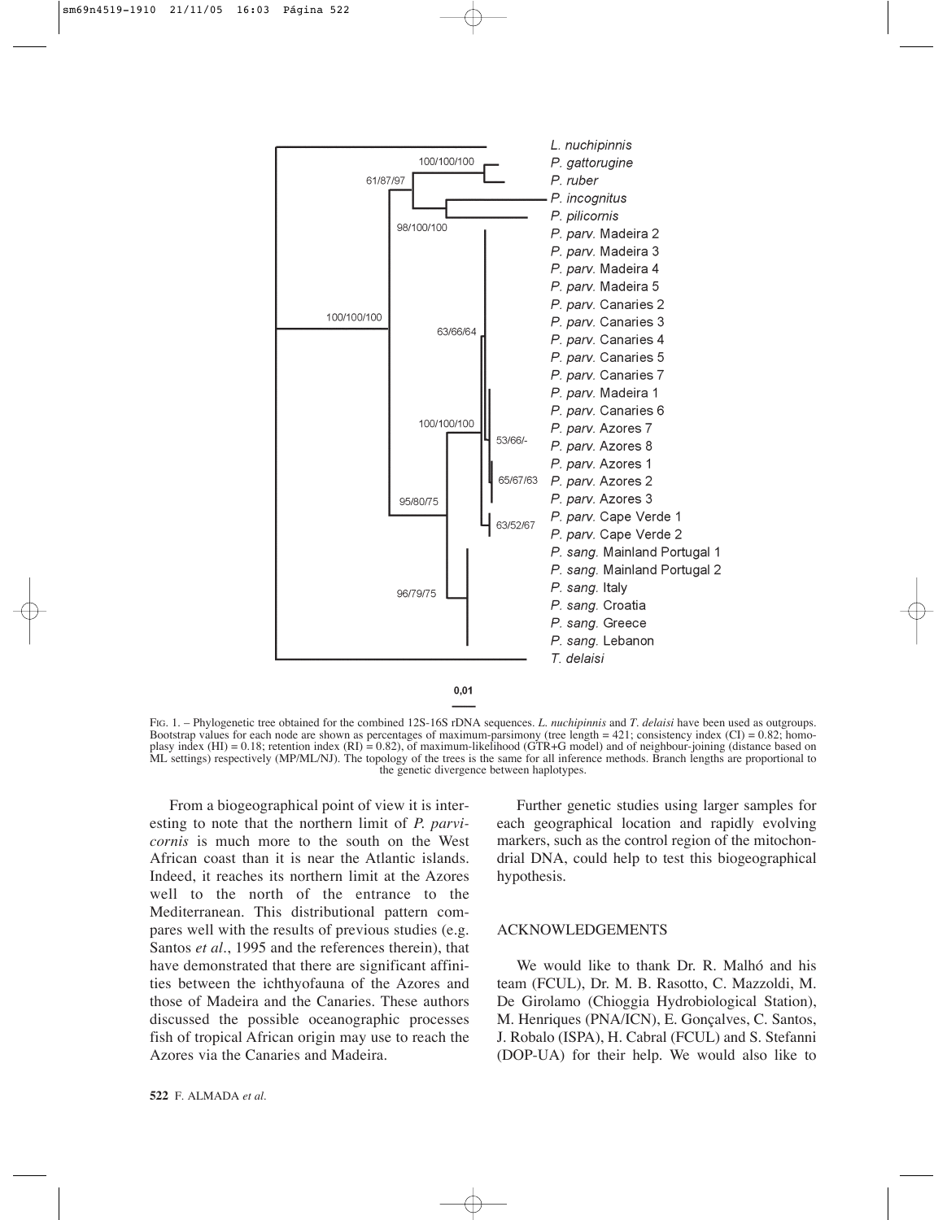L. nuchipinnis
P. gattorugine
P. ruber
P. incognitus
P. pilicornis
P. parv. Madeira 2
P. parv. Madeira 3
P. parv. Madeira 4
P. parv. Madeira 5
P. parv. Canaries 2
P. parv. Canaries 3
P. parv. Canaries 4
P. parv. Canaries 5
P. parv. Canaries 7
P. parv. Madeira 1
P. parv. Canaries 6
P. parv. Azores 7
P. parv. Azores 8
P. parv. Azores 1
P. parv. Azores 2
P. parv. Azores 3
P. parv. Cape Verde 1
P. parv. Cape Verde 2
P. sang. Mainland Portugal 1
P. sang. Mainland Portugal 2
P. sang. Italy
P. sang. Croatia
P. sang. Greece
P. sang. Lebanon
T. delaisi

100/100/100
61/87/97
98/100/100
100/100/100
63/66/64
100/100/100
53/66/-
65/67/63
95/80/75
63/52/67
96/79/75

0,01

FIG. 1. – Phylogenetic tree obtained for the combined 12S-16S rDNA sequences. *L. nuchipinnis* and *T. delaisi* have been used as outgroups. Bootstrap values for each node are shown as percentages of maximum-parsimony (tree length = 421; consistency index (CI) = 0.82; homoplasy index (HI) = 0.18; retention index (RI) = 0.82), of maximum-likelihood (GTR+G model) and of neighbour-joining (distance based on ML settings) respectively (MP/ML/NJ). The topology of the trees is the same for all inference methods. Branch lengths are proportional to the genetic divergence between haplotypes.

From a biogeographical point of view it is interesting to note that the northern limit of *P. parvicornis* is much more to the south on the West African coast than it is near the Atlantic islands. Indeed, it reaches its northern limit at the Azores well to the north of the entrance to the Mediterranean. This distributional pattern compares well with the results of previous studies (e.g. Santos *et al*., 1995 and the references therein), that have demonstrated that there are significant affinities between the ichthyofauna of the Azores and those of Madeira and the Canaries. These authors discussed the possible oceanographic processes fish of tropical African origin may use to reach the Azores via the Canaries and Madeira.

Further genetic studies using larger samples for each geographical location and rapidly evolving markers, such as the control region of the mitochondrial DNA, could help to test this biogeographical hypothesis.

## ACKNOWLEDGEMENTS

We would like to thank Dr. R. Malhó and his team (FCUL), Dr. M. B. Rasotto, C. Mazzoldi, M. De Girolamo (Chioggia Hydrobiological Station), M. Henriques (PNA/ICN), E. Gonçalves, C. Santos, J. Robalo (ISPA), H. Cabral (FCUL) and S. Stefanni (DOP-UA) for their help. We would also like to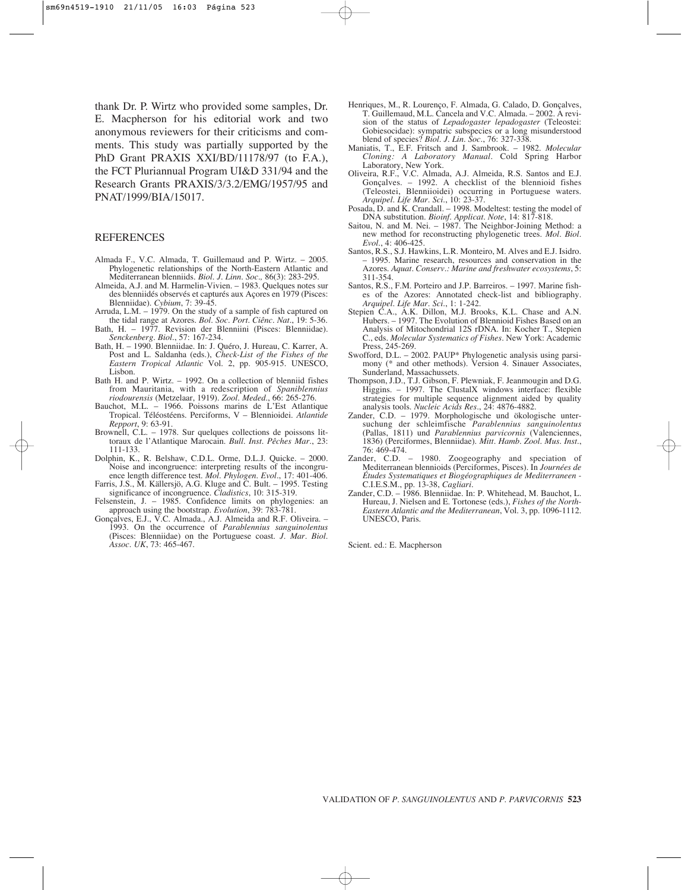thank Dr. P. Wirtz who provided some samples, Dr. E. Macpherson for his editorial work and two anonymous reviewers for their criticisms and comments. This study was partially supported by the PhD Grant PRAXIS XXI/BD/11178/97 (to F.A.), the FCT Pluriannual Program UI&D 331/94 and the Research Grants PRAXIS/3/3.2/EMG/1957/95 and PNAT/1999/BIA/15017.

## REFERENCES

Almada F., V.C. Almada, T. Guillemaud and P. Wirtz. – 2005. Phylogenetic relationships of the North-Eastern Atlantic and Mediterranean blenniids. *Biol. J. Linn. Soc.,* 86(3): 283-295.

Almeida, A.J. and M. Harmelin-Vivien. – 1983. Quelques notes sur des blenniidés observés et capturés aux Açores en 1979 (Pisces: Blenniidae). *Cybium*, 7: 39-45.

Arruda, L.M. – 1979. On the study of a sample of fish captured on the tidal range at Azores. *Bol. Soc. Port. Ciênc. Nat.*, 19: 5-36.

Bath, H. – 1977. Revision der Blenniini (Pisces: Blenniidae). *Senckenberg. Biol.*, 57: 167-234.

Bath, H. – 1990. Blenniidae. In: J. Quéro, J. Hureau, C. Karrer, A. Post and L. Saldanha (eds.), *Check-List of the Fishes of the Eastern Tropical Atlantic* Vol. 2, pp. 905-915. UNESCO, Lisbon.

Bath H. and P. Wirtz. – 1992. On a collection of blenniid fishes from Mauritania, with a redescription of *Spaniblennius riodourensis* (Metzelaar, 1919). *Zool. Meded.*, 66: 265-276.

Bauchot, M.L. – 1966. Poissons marins de L'Est Atlantique Tropical. Téléostéens. Perciforms, V – Blennioidei. *Atlantide Repport*, 9: 63-91.

Brownell, C.L. – 1978. Sur quelques collections de poissons littoraux de l'Atlantique Marocain. *Bull. Inst. Pêches Mar.*, 23: 111-133.

Dolphin, K., R. Belshaw, C.D.L. Orme, D.L.J. Quicke. – 2000. Noise and incongruence: interpreting results of the incongruence length difference test. *Mol. Phylogen. Evol.*, 17: 401-406.

Farris, J.S., M. Källersjö, A.G. Kluge and C. Bult. – 1995. Testing significance of incongruence. *Cladistics*, 10: 315-319.

Felsenstein, J. – 1985. Confidence limits on phylogenies: an approach using the bootstrap. *Evolution*, 39: 783-781.

Gonçalves, E.J., V.C. Almada., A.J. Almeida and R.F. Oliveira. – 1993. On the occurrence of *Parablennius sanguinolentus* (Pisces: Blenniidae) on the Portuguese coast. *J. Mar. Biol. Assoc. UK*, 73: 465-467.

Henriques, M., R. Lourenço, F. Almada, G. Calado, D. Gonçalves, T. Guillemaud, M.L. Cancela and V.C. Almada. – 2002. A revision of the status of *Lepadogaster lepadogaster* (Teleostei: Gobiesocidae): sympatric subspecies or a long misunderstood blend of species? *Biol. J. Lin. Soc.*, 76: 327-338.

Maniatis, T., E.F. Fritsch and J. Sambrook. – 1982. *Molecular Cloning: A Laboratory Manual*. Cold Spring Harbor Laboratory, New York.

Oliveira, R.F., V.C. Almada, A.J. Almeida, R.S. Santos and E.J. Gonçalves. – 1992. A checklist of the blennioid fishes (Teleostei, Blennioidei) occurring in Portuguese waters. *Arquipel. Life Mar. Sci.*, 10: 23-37.

Posada, D. and K. Crandall. – 1998. Modeltest: testing the model of DNA substitution. *Bioinf. Applicat. Note*, 14: 817-818.

Saitou, N. and M. Nei. – 1987. The Neighbor-Joining Method: a new method for reconstructing phylogenetic trees. *Mol. Biol. Evol.*, 4: 406-425.

Santos, R.S., S.J. Hawkins, L.R. Monteiro, M. Alves and E.J. Isidro. – 1995. Marine research, resources and conservation in the Azores. *Aquat. Conserv.: Marine and freshwater ecosystems*, 5: 311-354.

Santos, R.S., F.M. Porteiro and J.P. Barreiros. – 1997. Marine fishes of the Azores: Annotated check-list and bibliography. *Arquipel. Life Mar. Sci.*, 1: 1-242.

Stepien C.A., A.K. Dillon, M.J. Brooks, K.L. Chase and A.N. Hubers. – 1997. The Evolution of Blennioid Fishes Based on an Analysis of Mitochondrial 12S rDNA. In: Kocher T., Stepien C., eds. *Molecular Systematics of Fishes*. New York: Academic Press, 245-269.

Swofford, D.L. – 2002. PAUP* Phylogenetic analysis using parsimony (* and other methods). Version 4. Sinauer Associates, Sunderland, Massachussets.

Thompson, J.D., T.J. Gibson, F. Plewniak, F. Jeanmougin and D.G. Higgins. – 1997. The ClustalX windows interface: flexible strategies for multiple sequence alignment aided by quality analysis tools. *Nucleic Acids Res.*, 24: 4876-4882.

Zander, C.D. – 1979. Morphologische und ökologische untersuchung der schleimfische *Parablennius sanguinolentus* (Pallas, 1811) und *Parablennius parvicornis* (Valenciennes, 1836) (Perciformes, Blenniidae). *Mitt. Hamb. Zool. Mus. Inst.*, 76: 469-474.

Zander, C.D. – 1980. Zoogeography and speciation of Mediterranean blennioids (Perciformes, Pisces). In *Journées de Études Systematiques et Biogéographiques de Mediterraneen* - C.I.E.S.M., pp. 13-38, *Cagliari*.

Zander, C.D. – 1986. Blenniidae. In: P. Whitehead, M. Bauchot, L. Hureau, J. Nielsen and E. Tortonese (eds.), *Fishes of the North-Eastern Atlantic and the Mediterranean*, Vol. 3, pp. 1096-1112. UNESCO, Paris.

Scient. ed.: E. Macpherson